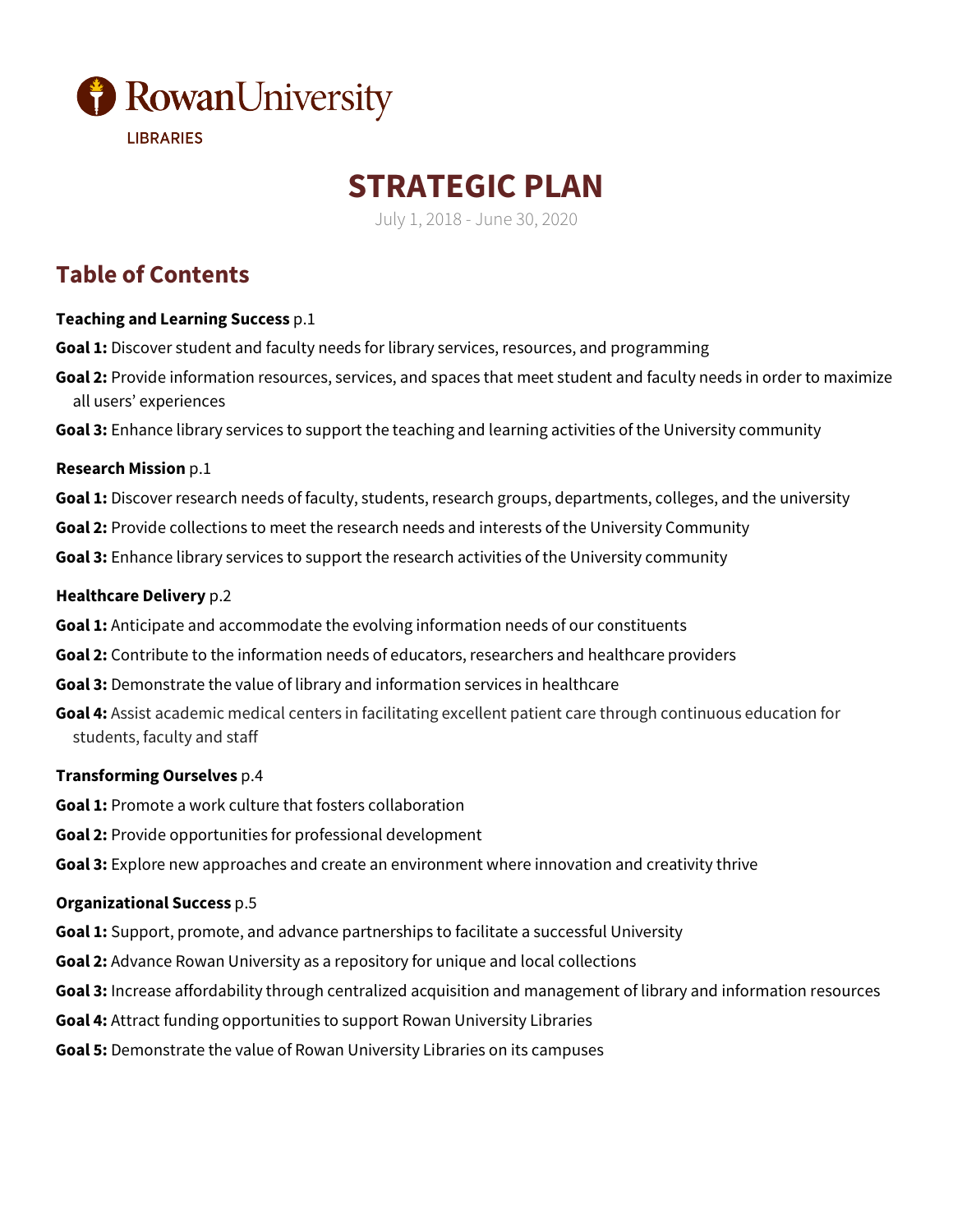Rowan University

LIBRARIES

# STRATEGIC PLAN

July 1, 2018 - June 30, 2020

## Table of Contents

**Teaching and Learning Success** p.1

**Goal 1:** Discover student and faculty needs for library services, resources, and programming

**Goal 2:** Provide information resources, services, and spaces that meet student and faculty needs in order to maximize all users' experiences

**Goal 3:** Enhance library services to support the teaching and learning activities of the University community

**Research Mission** p.1

**Goal 1:** Discover research needs of faculty, students, research groups, departments, colleges, and the university

**Goal 2:** Provide collections to meet the research needs and interests of the University Community

**Goal 3:** Enhance library services to support the research activities of the University community

**Healthcare Delivery** p.2

**Goal 1:** Anticipate and accommodate the evolving information needs of our constituents

**Goal 2:** Contribute to the information needs of educators, researchers and healthcare providers

**Goal 3:** Demonstrate the value of library and information services in healthcare

**Goal 4:** Assist academic medical centers in facilitating excellent patient care through continuous education for students, faculty and staff

**Transforming Ourselves** p.4

**Goal 1:** Promote a work culture that fosters collaboration

**Goal 2:** Provide opportunities for professional development

**Goal 3:** Explore new approaches and create an environment where innovation and creativity thrive

**Organizational Success** p.5

**Goal 1:** Support, promote, and advance partnerships to facilitate a successful University

**Goal 2:** Advance Rowan University as a repository for unique and local collections

**Goal 3:** Increase affordability through centralized acquisition and management of library and information resources

**Goal 4:** Attract funding opportunities to support Rowan University Libraries

**Goal 5:** Demonstrate the value of Rowan University Libraries on its campuses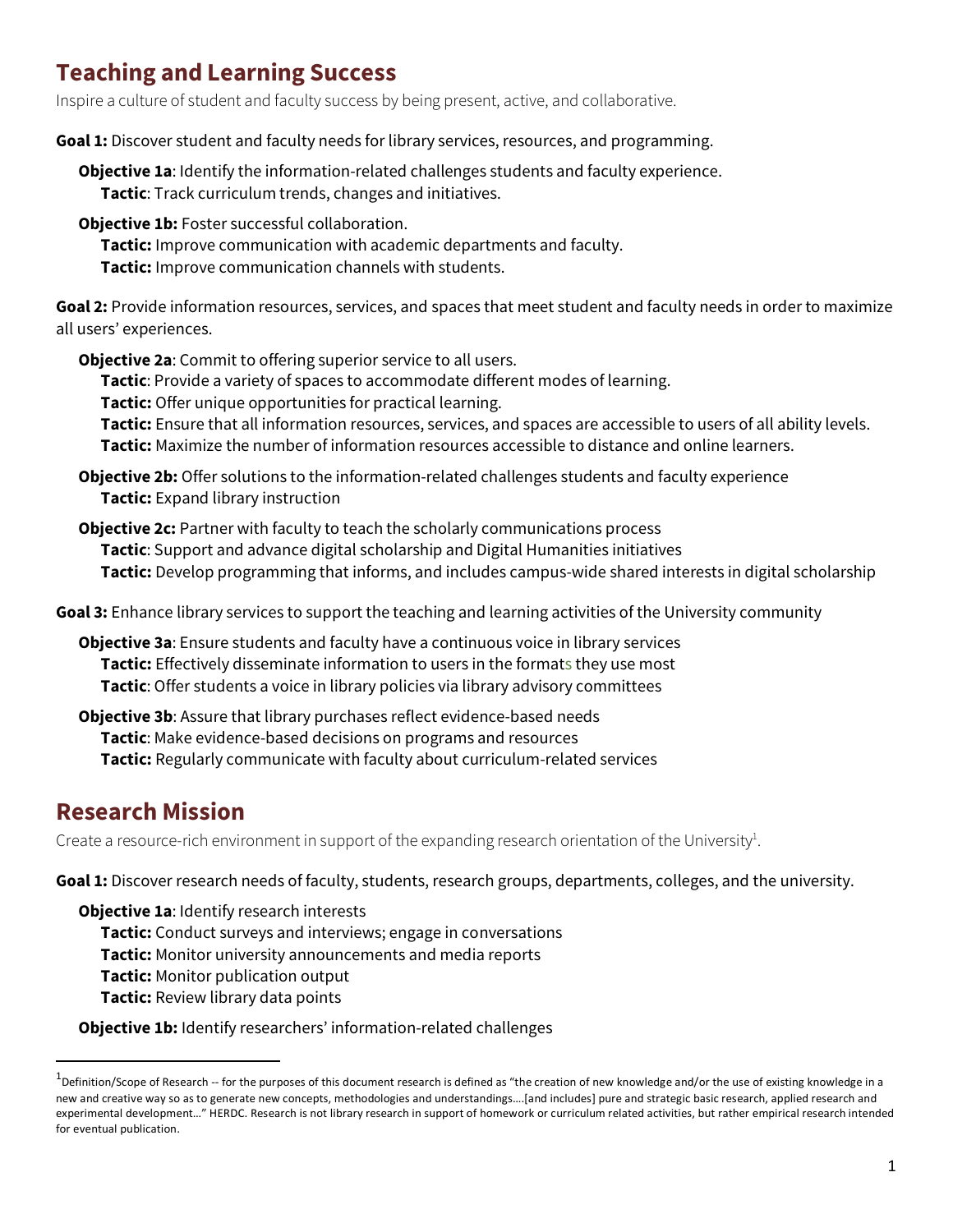## Teaching and Learning Success

Inspire a culture of student and faculty success by being present, active, and collaborative.

**Goal 1:** Discover student and faculty needs for library services, resources, and programming.

**Objective 1a**: Identify the information-related challenges students and faculty experience.
**Tactic**: Track curriculum trends, changes and initiatives.

**Objective 1b:** Foster successful collaboration.
**Tactic:** Improve communication with academic departments and faculty.
**Tactic:** Improve communication channels with students.

**Goal 2:** Provide information resources, services, and spaces that meet student and faculty needs in order to maximize all users' experiences.

**Objective 2a**: Commit to offering superior service to all users.
**Tactic**: Provide a variety of spaces to accommodate different modes of learning.
**Tactic:** Offer unique opportunities for practical learning.
**Tactic:** Ensure that all information resources, services, and spaces are accessible to users of all ability levels.
**Tactic:** Maximize the number of information resources accessible to distance and online learners.

**Objective 2b:** Offer solutions to the information-related challenges students and faculty experience
**Tactic:** Expand library instruction

**Objective 2c:** Partner with faculty to teach the scholarly communications process
**Tactic**: Support and advance digital scholarship and Digital Humanities initiatives
**Tactic:** Develop programming that informs, and includes campus-wide shared interests in digital scholarship

**Goal 3:** Enhance library services to support the teaching and learning activities of the University community

**Objective 3a**: Ensure students and faculty have a continuous voice in library services
**Tactic:** Effectively disseminate information to users in the formats they use most
**Tactic**: Offer students a voice in library policies via library advisory committees

**Objective 3b**: Assure that library purchases reflect evidence-based needs
**Tactic**: Make evidence-based decisions on programs and resources
**Tactic:** Regularly communicate with faculty about curriculum-related services

## Research Mission

Create a resource-rich environment in support of the expanding research orientation of the University[1].

**Goal 1:** Discover research needs of faculty, students, research groups, departments, colleges, and the university.

**Objective 1a**: Identify research interests
**Tactic:** Conduct surveys and interviews; engage in conversations
**Tactic:** Monitor university announcements and media reports
**Tactic:** Monitor publication output
**Tactic:** Review library data points

**Objective 1b:** Identify researchers' information-related challenges

---

[1] Definition/Scope of Research -- for the purposes of this document research is defined as "the creation of new knowledge and/or the use of existing knowledge in a new and creative way so as to generate new concepts, methodologies and understandings….[and includes] pure and strategic basic research, applied research and experimental development…" HERDC. Research is not library research in support of homework or curriculum related activities, but rather empirical research intended for eventual publication.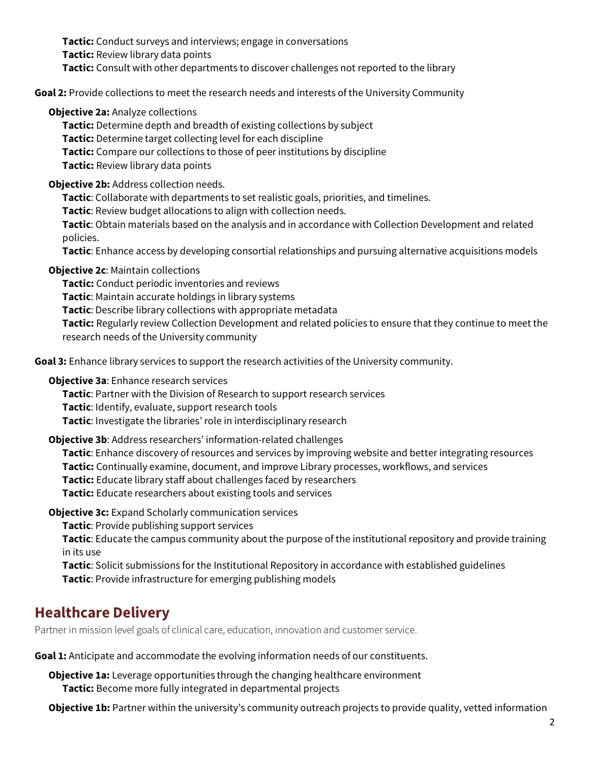**Tactic:** Conduct surveys and interviews; engage in conversations

**Tactic:** Review library data points

**Tactic:** Consult with other departments to discover challenges not reported to the library

**Goal 2:** Provide collections to meet the research needs and interests of the University Community

**Objective 2a:** Analyze collections

**Tactic:** Determine depth and breadth of existing collections by subject

**Tactic:** Determine target collecting level for each discipline

**Tactic:** Compare our collections to those of peer institutions by discipline

**Tactic:** Review library data points

**Objective 2b:** Address collection needs.

**Tactic**: Collaborate with departments to set realistic goals, priorities, and timelines.

**Tactic**: Review budget allocations to align with collection needs.

**Tactic**: Obtain materials based on the analysis and in accordance with Collection Development and related policies.

**Tactic**: Enhance access by developing consortial relationships and pursuing alternative acquisitions models

**Objective 2c**: Maintain collections

**Tactic:** Conduct periodic inventories and reviews

**Tactic**: Maintain accurate holdings in library systems

**Tactic**: Describe library collections with appropriate metadata

**Tactic:** Regularly review Collection Development and related policies to ensure that they continue to meet the research needs of the University community

**Goal 3:** Enhance library services to support the research activities of the University community.

**Objective 3a**: Enhance research services

**Tactic**: Partner with the Division of Research to support research services

**Tactic**: Identify, evaluate, support research tools

**Tactic**: Investigate the libraries' role in interdisciplinary research

**Objective 3b**: Address researchers' information-related challenges

**Tactic**: Enhance discovery of resources and services by improving website and better integrating resources

**Tactic:** Continually examine, document, and improve Library processes, workflows, and services

**Tactic:** Educate library staff about challenges faced by researchers

**Tactic:** Educate researchers about existing tools and services

**Objective 3c:** Expand Scholarly communication services

**Tactic**: Provide publishing support services

**Tactic**: Educate the campus community about the purpose of the institutional repository and provide training in its use

**Tactic**: Solicit submissions for the Institutional Repository in accordance with established guidelines

**Tactic**: Provide infrastructure for emerging publishing models

## Healthcare Delivery

Partner in mission level goals of clinical care, education, innovation and customer service.

**Goal 1:** Anticipate and accommodate the evolving information needs of our constituents.

**Objective 1a:** Leverage opportunities through the changing healthcare environment

**Tactic:** Become more fully integrated in departmental projects

**Objective 1b:** Partner within the university's community outreach projects to provide quality, vetted information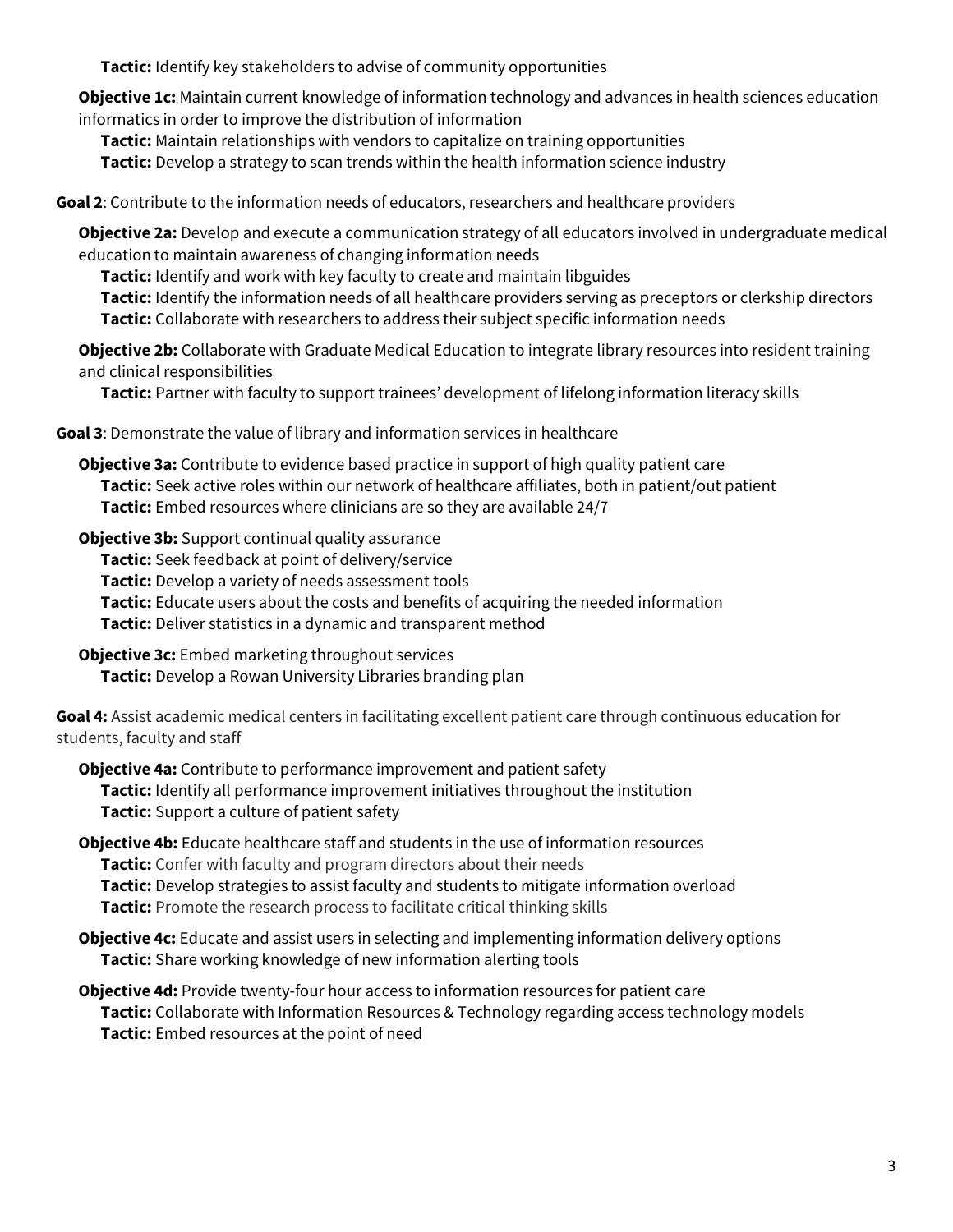**Tactic:** Identify key stakeholders to advise of community opportunities

**Objective 1c:** Maintain current knowledge of information technology and advances in health sciences education informatics in order to improve the distribution of information

**Tactic:** Maintain relationships with vendors to capitalize on training opportunities

**Tactic:** Develop a strategy to scan trends within the health information science industry

**Goal 2**: Contribute to the information needs of educators, researchers and healthcare providers

**Objective 2a:** Develop and execute a communication strategy of all educators involved in undergraduate medical education to maintain awareness of changing information needs

**Tactic:** Identify and work with key faculty to create and maintain libguides

**Tactic:** Identify the information needs of all healthcare providers serving as preceptors or clerkship directors

**Tactic:** Collaborate with researchers to address their subject specific information needs

**Objective 2b:** Collaborate with Graduate Medical Education to integrate library resources into resident training and clinical responsibilities

**Tactic:** Partner with faculty to support trainees' development of lifelong information literacy skills

**Goal 3**: Demonstrate the value of library and information services in healthcare

**Objective 3a:** Contribute to evidence based practice in support of high quality patient care

**Tactic:** Seek active roles within our network of healthcare affiliates, both in patient/out patient

**Tactic:** Embed resources where clinicians are so they are available 24/7

**Objective 3b:** Support continual quality assurance

**Tactic:** Seek feedback at point of delivery/service

**Tactic:** Develop a variety of needs assessment tools

**Tactic:** Educate users about the costs and benefits of acquiring the needed information

**Tactic:** Deliver statistics in a dynamic and transparent method

**Objective 3c:** Embed marketing throughout services

**Tactic:** Develop a Rowan University Libraries branding plan

**Goal 4:** Assist academic medical centers in facilitating excellent patient care through continuous education for students, faculty and staff

**Objective 4a:** Contribute to performance improvement and patient safety

**Tactic:** Identify all performance improvement initiatives throughout the institution

**Tactic:** Support a culture of patient safety

**Objective 4b:** Educate healthcare staff and students in the use of information resources

**Tactic:** Confer with faculty and program directors about their needs

**Tactic:** Develop strategies to assist faculty and students to mitigate information overload

**Tactic:** Promote the research process to facilitate critical thinking skills

**Objective 4c:** Educate and assist users in selecting and implementing information delivery options

**Tactic:** Share working knowledge of new information alerting tools

**Objective 4d:** Provide twenty-four hour access to information resources for patient care

**Tactic:** Collaborate with Information Resources & Technology regarding access technology models

**Tactic:** Embed resources at the point of need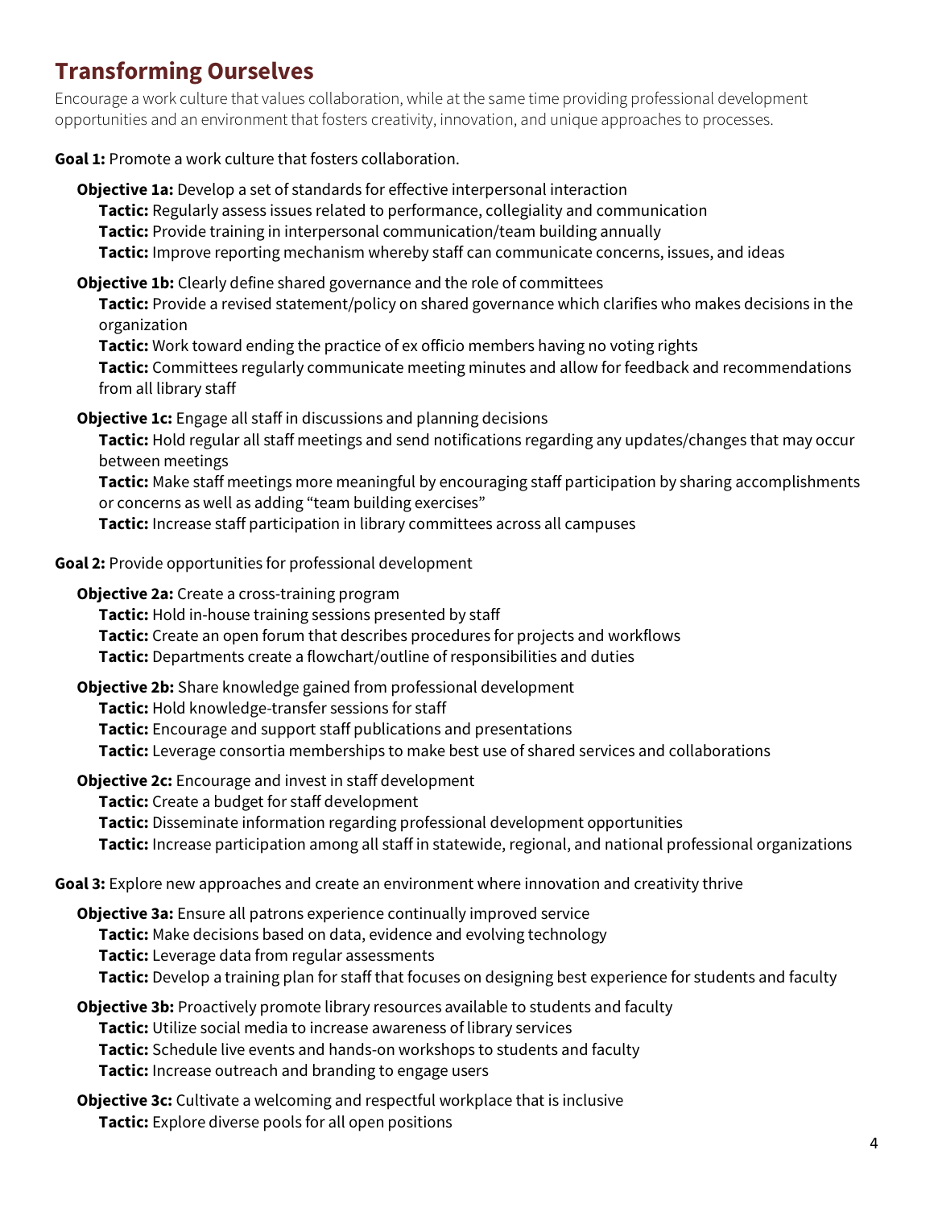## Transforming Ourselves

Encourage a work culture that values collaboration, while at the same time providing professional development opportunities and an environment that fosters creativity, innovation, and unique approaches to processes.

**Goal 1:** Promote a work culture that fosters collaboration.

- **Objective 1a:** Develop a set of standards for effective interpersonal interaction
  - **Tactic:** Regularly assess issues related to performance, collegiality and communication
  - **Tactic:** Provide training in interpersonal communication/team building annually
  - **Tactic:** Improve reporting mechanism whereby staff can communicate concerns, issues, and ideas
- **Objective 1b:** Clearly define shared governance and the role of committees
  - **Tactic:** Provide a revised statement/policy on shared governance which clarifies who makes decisions in the organization
  - **Tactic:** Work toward ending the practice of ex officio members having no voting rights
  - **Tactic:** Committees regularly communicate meeting minutes and allow for feedback and recommendations from all library staff
- **Objective 1c:** Engage all staff in discussions and planning decisions
  - **Tactic:** Hold regular all staff meetings and send notifications regarding any updates/changes that may occur between meetings
  - **Tactic:** Make staff meetings more meaningful by encouraging staff participation by sharing accomplishments or concerns as well as adding "team building exercises"
  - **Tactic:** Increase staff participation in library committees across all campuses

**Goal 2:** Provide opportunities for professional development

- **Objective 2a:** Create a cross-training program
  - **Tactic:** Hold in-house training sessions presented by staff
  - **Tactic:** Create an open forum that describes procedures for projects and workflows
  - **Tactic:** Departments create a flowchart/outline of responsibilities and duties
- **Objective 2b:** Share knowledge gained from professional development
  - **Tactic:** Hold knowledge-transfer sessions for staff
  - **Tactic:** Encourage and support staff publications and presentations
  - **Tactic:** Leverage consortia memberships to make best use of shared services and collaborations
- **Objective 2c:** Encourage and invest in staff development
  - **Tactic:** Create a budget for staff development
  - **Tactic:** Disseminate information regarding professional development opportunities
  - **Tactic:** Increase participation among all staff in statewide, regional, and national professional organizations

**Goal 3:** Explore new approaches and create an environment where innovation and creativity thrive

- **Objective 3a:** Ensure all patrons experience continually improved service
  - **Tactic:** Make decisions based on data, evidence and evolving technology
  - **Tactic:** Leverage data from regular assessments
  - **Tactic:** Develop a training plan for staff that focuses on designing best experience for students and faculty
- **Objective 3b:** Proactively promote library resources available to students and faculty
  - **Tactic:** Utilize social media to increase awareness of library services
  - **Tactic:** Schedule live events and hands-on workshops to students and faculty
  - **Tactic:** Increase outreach and branding to engage users
- **Objective 3c:** Cultivate a welcoming and respectful workplace that is inclusive
  - **Tactic:** Explore diverse pools for all open positions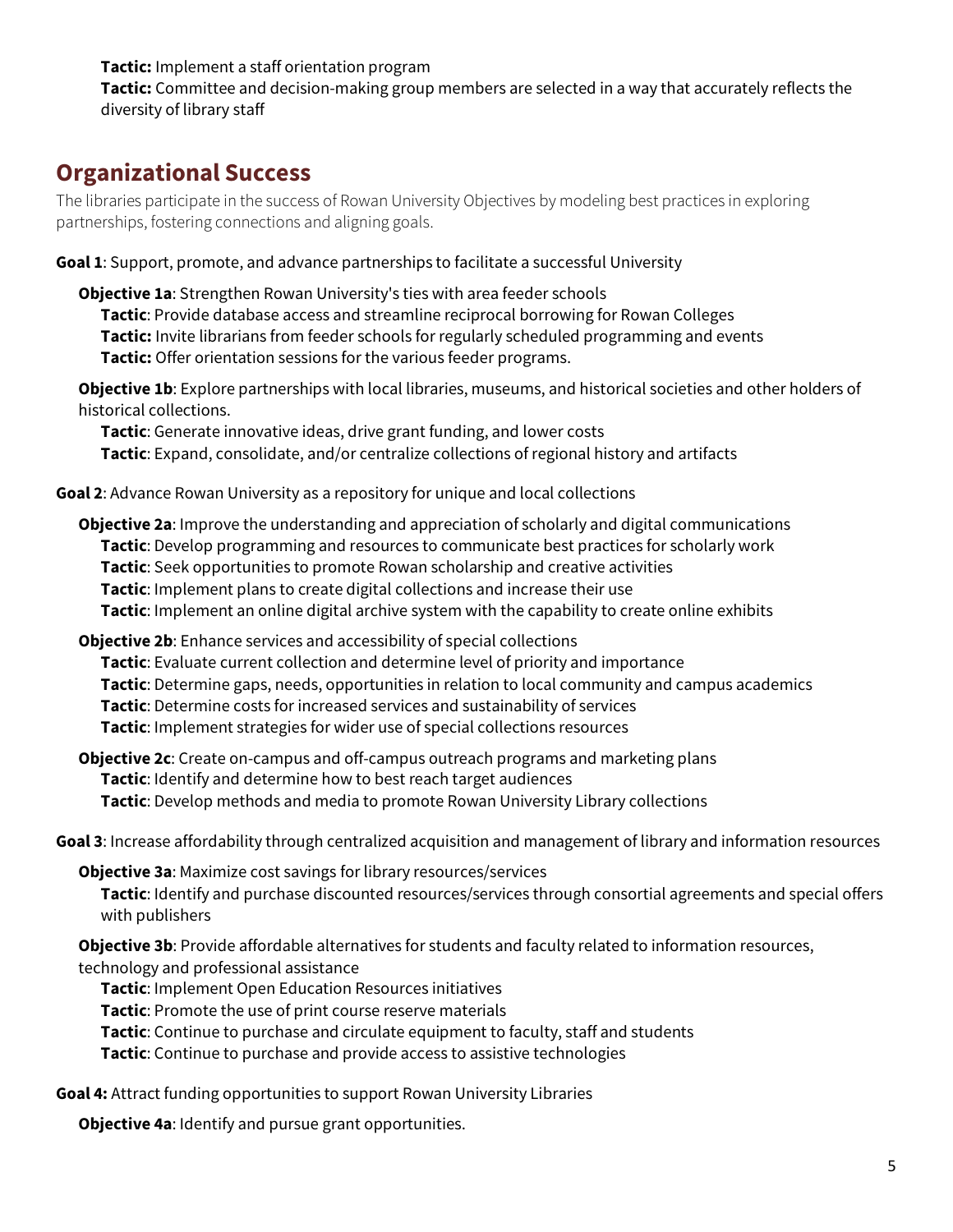**Tactic:** Implement a staff orientation program

**Tactic:** Committee and decision-making group members are selected in a way that accurately reflects the diversity of library staff

## Organizational Success

The libraries participate in the success of Rowan University Objectives by modeling best practices in exploring partnerships, fostering connections and aligning goals.

**Goal 1**: Support, promote, and advance partnerships to facilitate a successful University

**Objective 1a**: Strengthen Rowan University's ties with area feeder schools

**Tactic**: Provide database access and streamline reciprocal borrowing for Rowan Colleges

**Tactic:** Invite librarians from feeder schools for regularly scheduled programming and events

**Tactic:** Offer orientation sessions for the various feeder programs.

**Objective 1b**: Explore partnerships with local libraries, museums, and historical societies and other holders of historical collections.

**Tactic**: Generate innovative ideas, drive grant funding, and lower costs

**Tactic**: Expand, consolidate, and/or centralize collections of regional history and artifacts

**Goal 2**: Advance Rowan University as a repository for unique and local collections

**Objective 2a**: Improve the understanding and appreciation of scholarly and digital communications

**Tactic**: Develop programming and resources to communicate best practices for scholarly work

**Tactic**: Seek opportunities to promote Rowan scholarship and creative activities

**Tactic**: Implement plans to create digital collections and increase their use

**Tactic**: Implement an online digital archive system with the capability to create online exhibits

**Objective 2b**: Enhance services and accessibility of special collections

**Tactic**: Evaluate current collection and determine level of priority and importance

**Tactic**: Determine gaps, needs, opportunities in relation to local community and campus academics

**Tactic**: Determine costs for increased services and sustainability of services

**Tactic**: Implement strategies for wider use of special collections resources

**Objective 2c**: Create on-campus and off-campus outreach programs and marketing plans

**Tactic**: Identify and determine how to best reach target audiences

**Tactic**: Develop methods and media to promote Rowan University Library collections

**Goal 3**: Increase affordability through centralized acquisition and management of library and information resources

**Objective 3a**: Maximize cost savings for library resources/services

**Tactic**: Identify and purchase discounted resources/services through consortial agreements and special offers with publishers

**Objective 3b**: Provide affordable alternatives for students and faculty related to information resources, technology and professional assistance

**Tactic**: Implement Open Education Resources initiatives

**Tactic**: Promote the use of print course reserve materials

**Tactic**: Continue to purchase and circulate equipment to faculty, staff and students

**Tactic**: Continue to purchase and provide access to assistive technologies

**Goal 4:** Attract funding opportunities to support Rowan University Libraries

**Objective 4a**: Identify and pursue grant opportunities.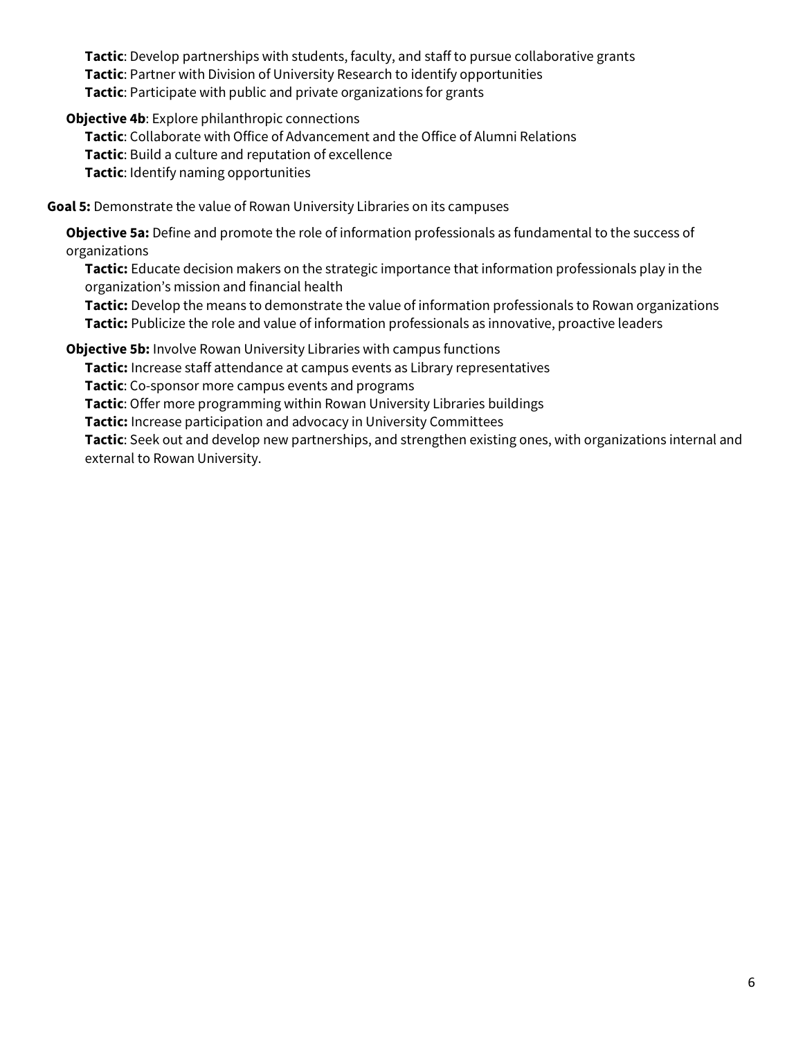**Tactic**: Develop partnerships with students, faculty, and staff to pursue collaborative grants
**Tactic**: Partner with Division of University Research to identify opportunities
**Tactic**: Participate with public and private organizations for grants

**Objective 4b**: Explore philanthropic connections
**Tactic**: Collaborate with Office of Advancement and the Office of Alumni Relations
**Tactic**: Build a culture and reputation of excellence
**Tactic**: Identify naming opportunities

**Goal 5:** Demonstrate the value of Rowan University Libraries on its campuses

**Objective 5a:** Define and promote the role of information professionals as fundamental to the success of organizations
**Tactic:** Educate decision makers on the strategic importance that information professionals play in the organization's mission and financial health
**Tactic:** Develop the means to demonstrate the value of information professionals to Rowan organizations
**Tactic:** Publicize the role and value of information professionals as innovative, proactive leaders

**Objective 5b:** Involve Rowan University Libraries with campus functions
**Tactic:** Increase staff attendance at campus events as Library representatives
**Tactic**: Co-sponsor more campus events and programs
**Tactic**: Offer more programming within Rowan University Libraries buildings
**Tactic:** Increase participation and advocacy in University Committees
**Tactic**: Seek out and develop new partnerships, and strengthen existing ones, with organizations internal and external to Rowan University.